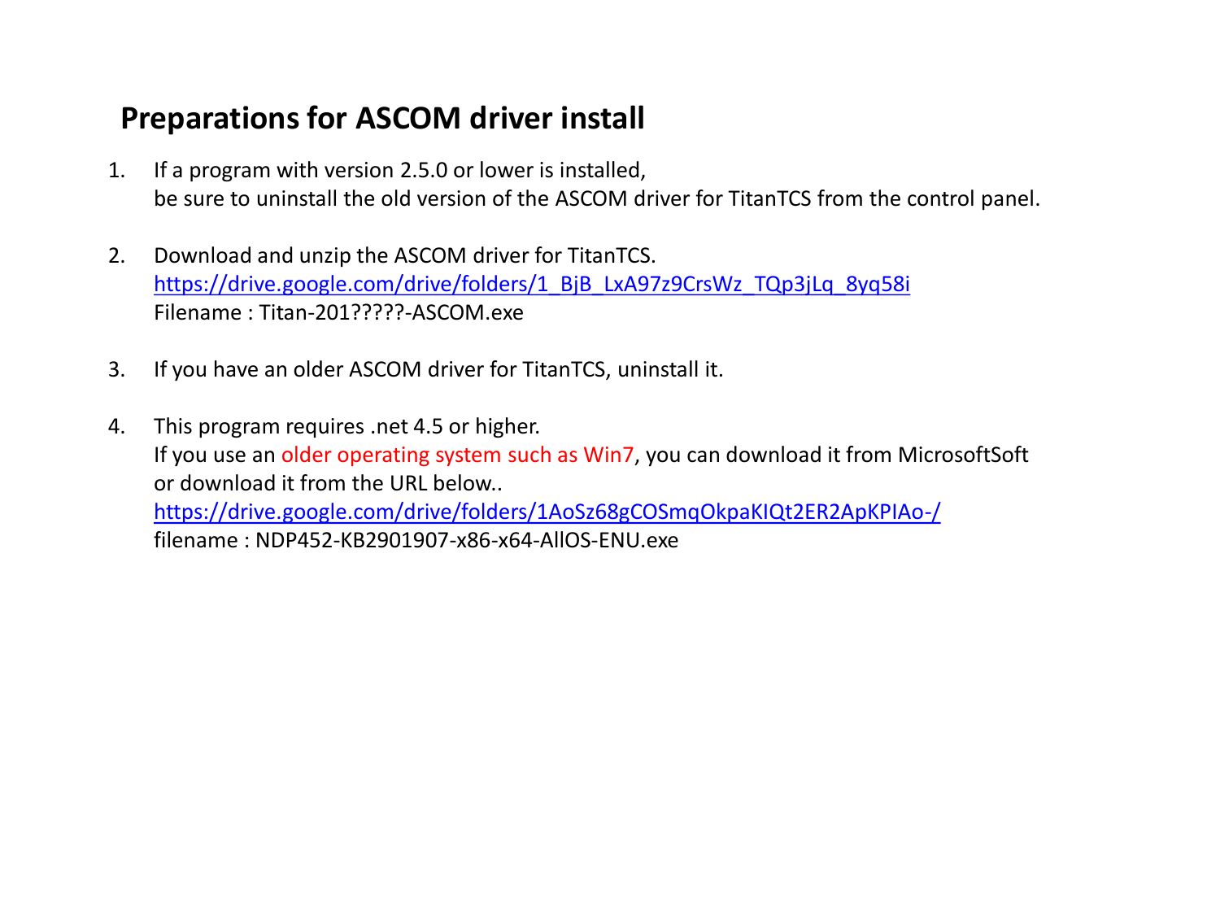## Preparations for ASCOM driver install

1. If a program with version 2.5.0 or lower is installed,
   be sure to uninstall the old version of the ASCOM driver for TitanTCS from the control panel.

2. Download and unzip the ASCOM driver for TitanTCS.
   https://drive.google.com/drive/folders/1_BjB_LxA97z9CrsWz_TQp3jLq_8yq58i
   Filename : Titan-201?????-ASCOM.exe

3. If you have an older ASCOM driver for TitanTCS, uninstall it.

4. This program requires .net 4.5 or higher.
   If you use an older operating system such as Win7, you can download it from MicrosoftSoft
   or download it from the URL below..
   https://drive.google.com/drive/folders/1AoSz68gCOSmqOkpaKIQt2ER2ApKPIAo-/
   filename : NDP452-KB2901907-x86-x64-AllOS-ENU.exe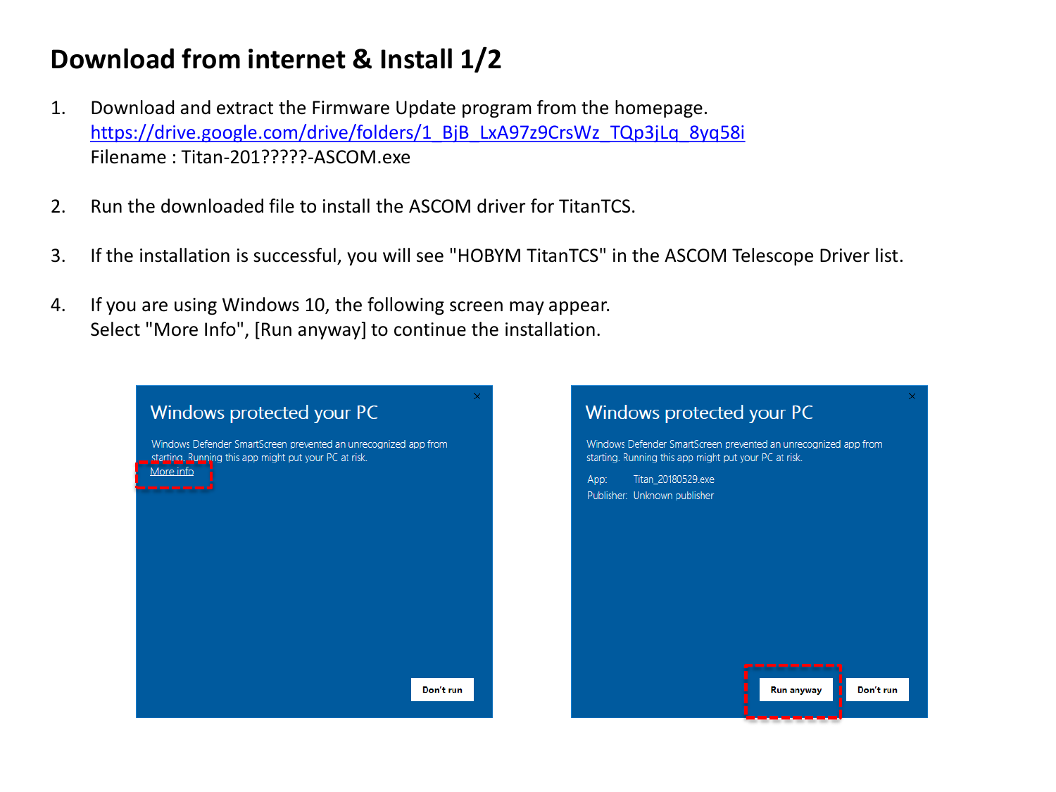# Download from internet & Install 1/2

1. Download and extract the Firmware Update program from the homepage.
   [https://drive.google.com/drive/folders/1_BjB_LxA97z9CrsWz_TQp3jLq_8yq58i](https://drive.google.com/drive/folders/1_BjB_LxA97z9CrsWz_TQp3jLq_8yq58i)
   Filename : Titan-201?????-ASCOM.exe

2. Run the downloaded file to install the ASCOM driver for TitanTCS.

3. If the installation is successful, you will see "HOBYM TitanTCS" in the ASCOM Telescope Driver list.

4. If you are using Windows 10, the following screen may appear.
   Select "More Info", [Run anyway] to continue the installation.

**Windows protected your PC**

Windows Defender SmartScreen prevented an unrecognized app from starting. Running this app might put your PC at risk.
More info

Don't run

**Windows protected your PC**

Windows Defender SmartScreen prevented an unrecognized app from starting. Running this app might put your PC at risk.

App: Titan_20180529.exe
Publisher: Unknown publisher

Run anyway | Don't run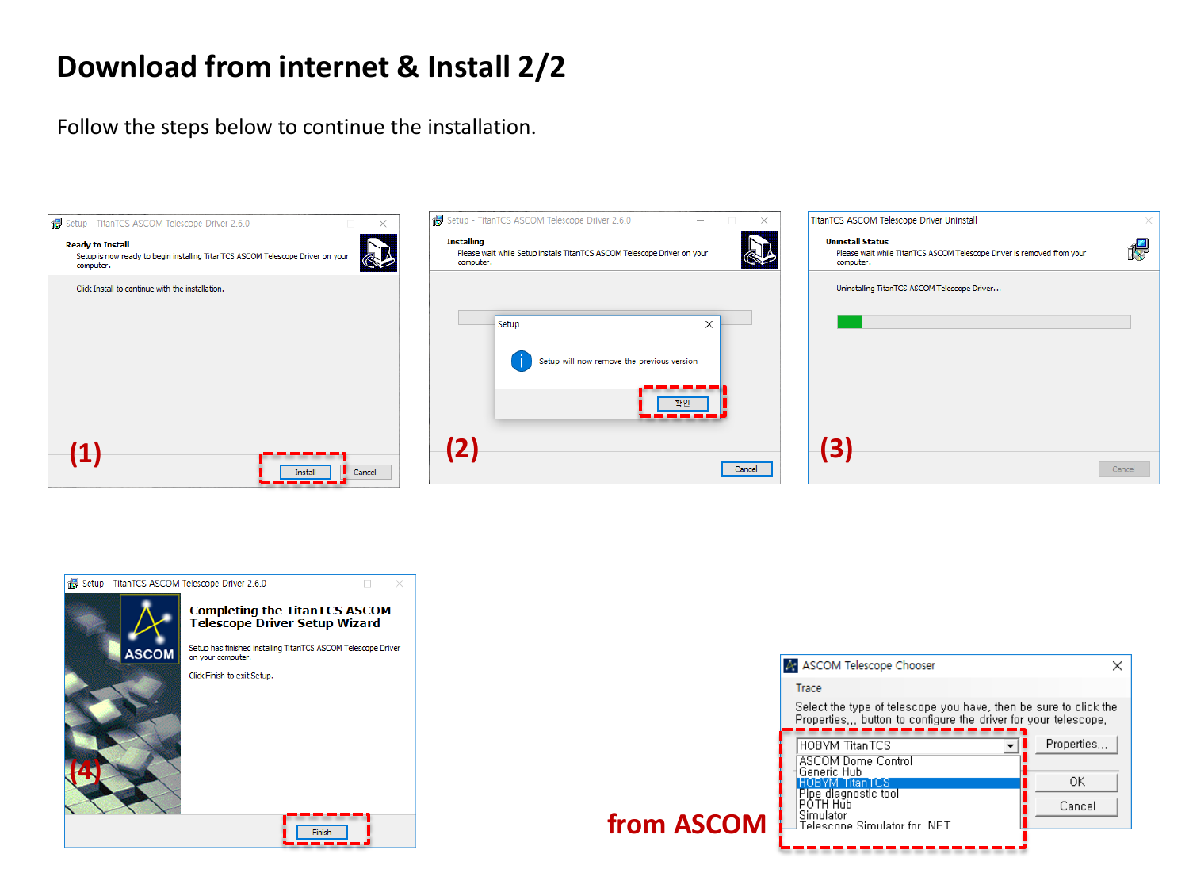# Download from internet & Install 2/2

Follow the steps below to continue the installation.

(1)

(2)

(3)

(4)

from ASCOM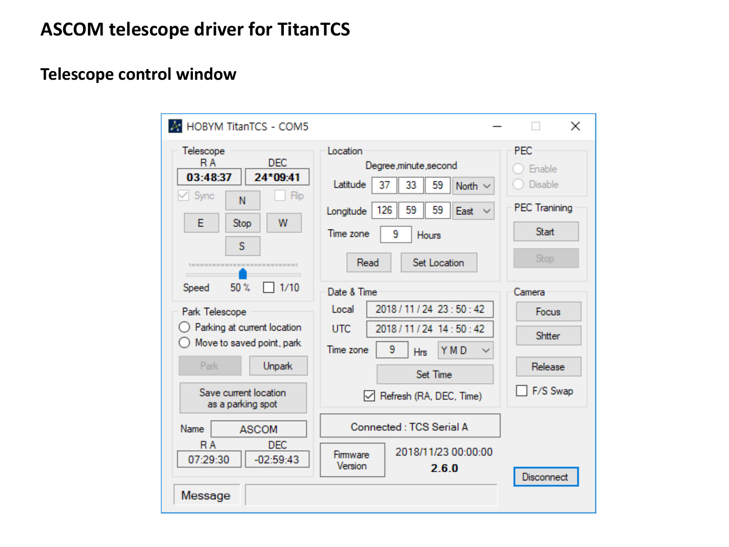# ASCOM telescope driver for TitanTCS

## Telescope control window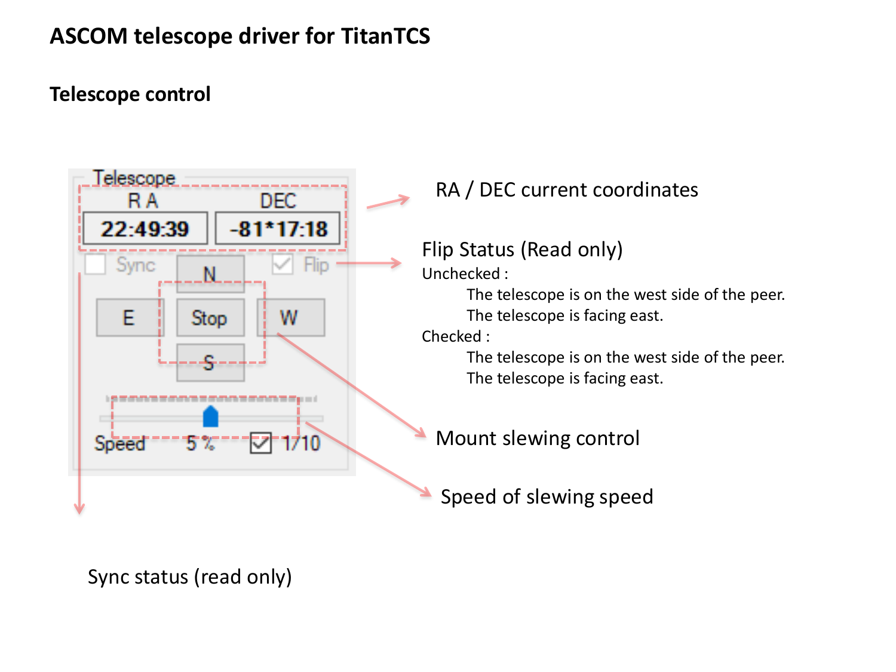# ASCOM telescope driver for TitanTCS

## Telescope control

Telescope

| R A | DEC |
|---|---|
| 22:49:39 | -81*17:18 |

Sync | N | Flip

E | Stop | W

S

Speed 5 % 1/10

RA / DEC current coordinates

Flip Status (Read only)

Unchecked :

The telescope is on the west side of the peer.
The telescope is facing east.

Checked :

The telescope is on the west side of the peer.
The telescope is facing east.

Mount slewing control

Speed of slewing speed

Sync status (read only)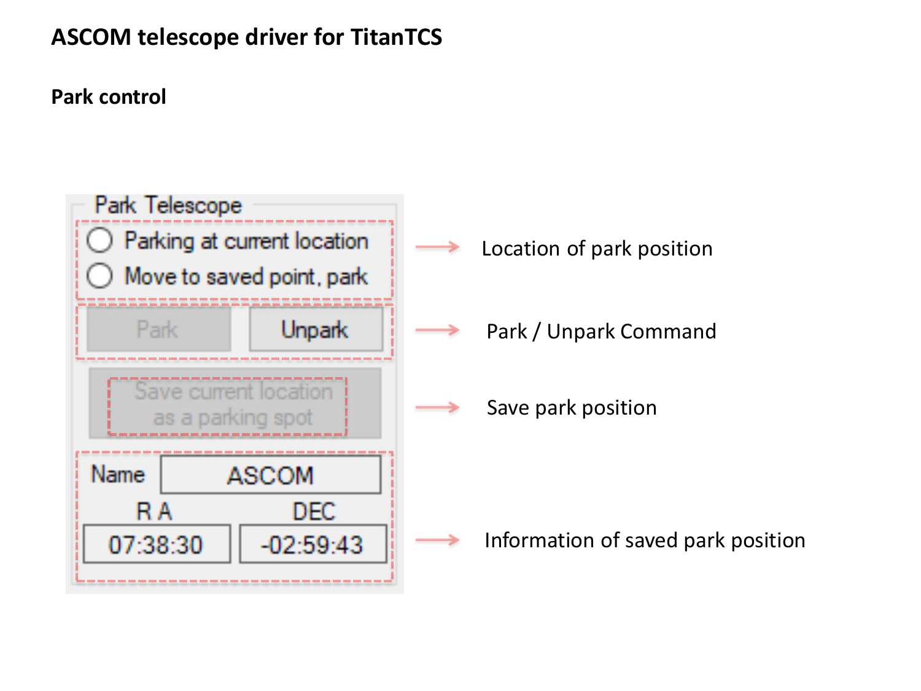# ASCOM telescope driver for TitanTCS

## Park control

Park Telescope

- Parking at current location
- Move to saved point, park

→ Location of park position

Park | Unpark

→ Park / Unpark Command

Save current location as a parking spot

→ Save park position

| Name | ASCOM |
| --- | --- |
| R A | DEC |
| 07:38:30 | -02:59:43 |

→ Information of saved park position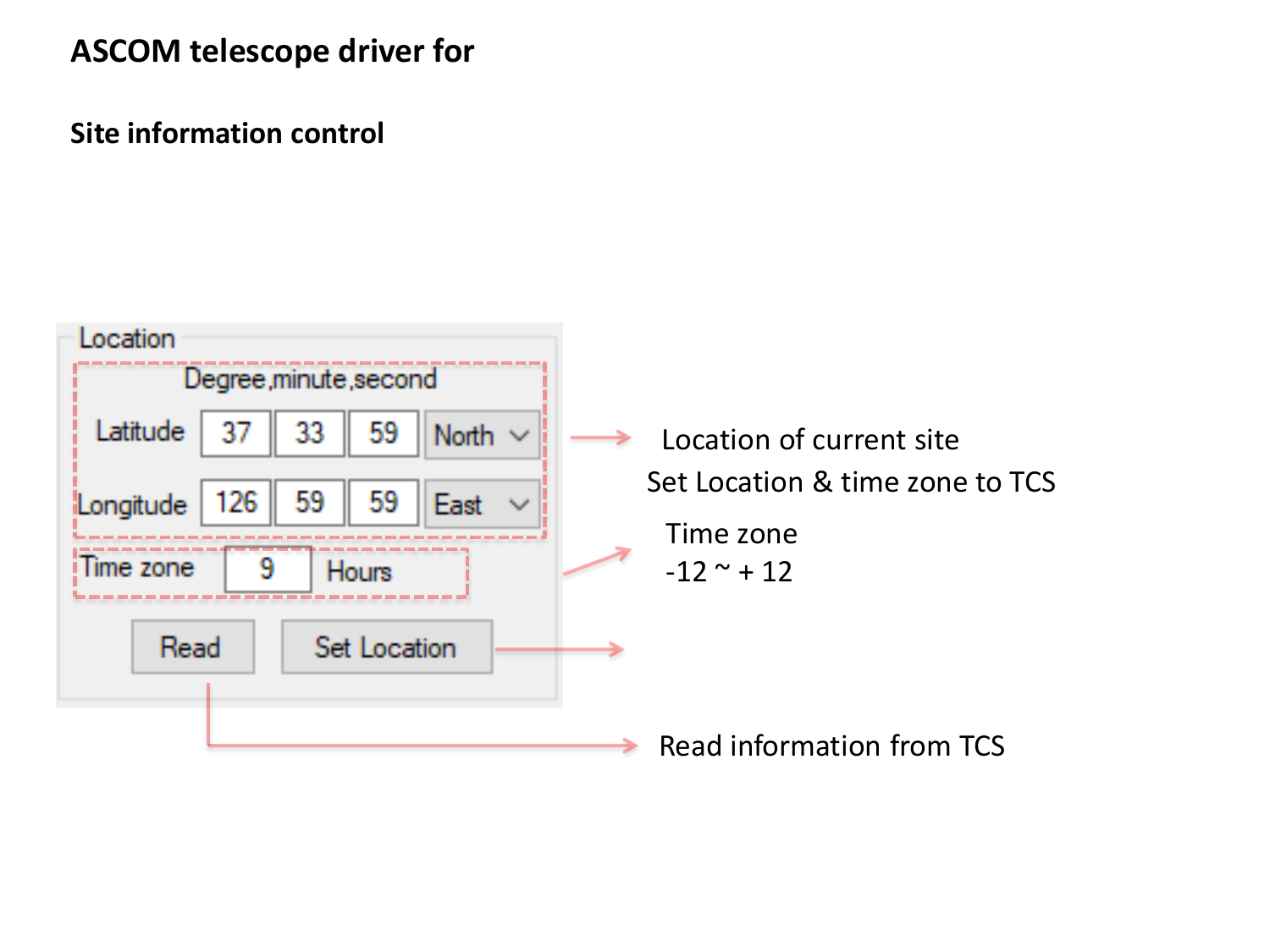# ASCOM telescope driver for

## Site information control

**Location**

Degree,minute,second

| | | | | |
|---|---|---|---|---|
| Latitude | 37 | 33 | 59 | North |
| Longitude | 126 | 59 | 59 | East |

Time zone 9 Hours

Read | Set Location

→ Location of current site

→ Set Location & time zone to TCS

→ Time zone
-12 ~ + 12

→ Read information from TCS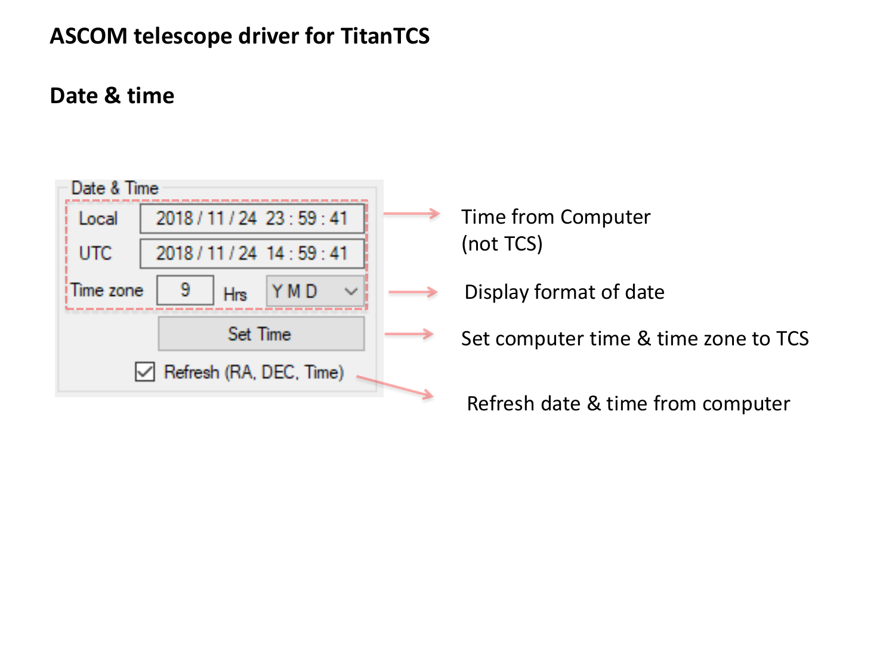# ASCOM telescope driver for TitanTCS

## Date & time

Date & Time

| | |
|---|---|
| Local | 2018 / 11 / 24 23 : 59 : 41 |
| UTC | 2018 / 11 / 24 14 : 59 : 41 |
| Time zone | 9 Hrs Y M D |

Set Time

☑ Refresh (RA, DEC, Time)

- Time from Computer (not TCS)
- Display format of date
- Set computer time & time zone to TCS
- Refresh date & time from computer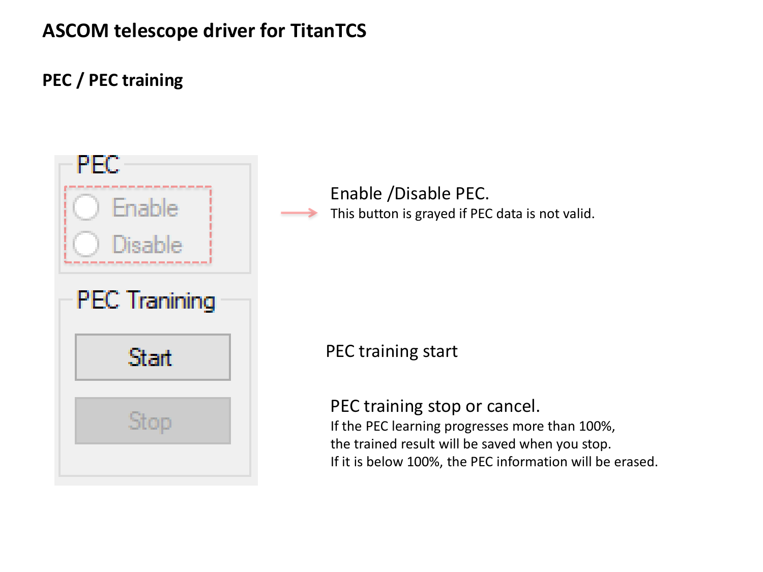# ASCOM telescope driver for TitanTCS

## PEC / PEC training

PEC

- Enable
- Disable

PEC Tranining

Start

Stop

Enable /Disable PEC.
This button is grayed if PEC data is not valid.

PEC training start

PEC training stop or cancel.
If the PEC learning progresses more than 100%,
the trained result will be saved when you stop.
If it is below 100%, the PEC information will be erased.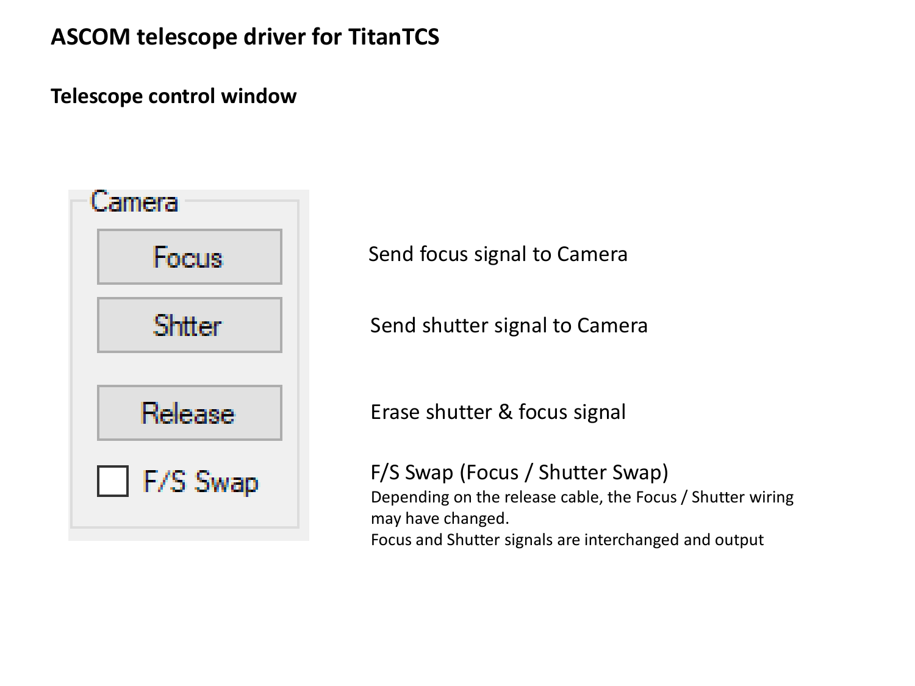# ASCOM telescope driver for TitanTCS

## Telescope control window

Camera

| | |
|---|---|
| Focus | Send focus signal to Camera |
| Shtter | Send shutter signal to Camera |
| Release | Erase shutter & focus signal |
| ☐ F/S Swap | F/S Swap (Focus / Shutter Swap) |

Depending on the release cable, the Focus / Shutter wiring may have changed.
Focus and Shutter signals are interchanged and output